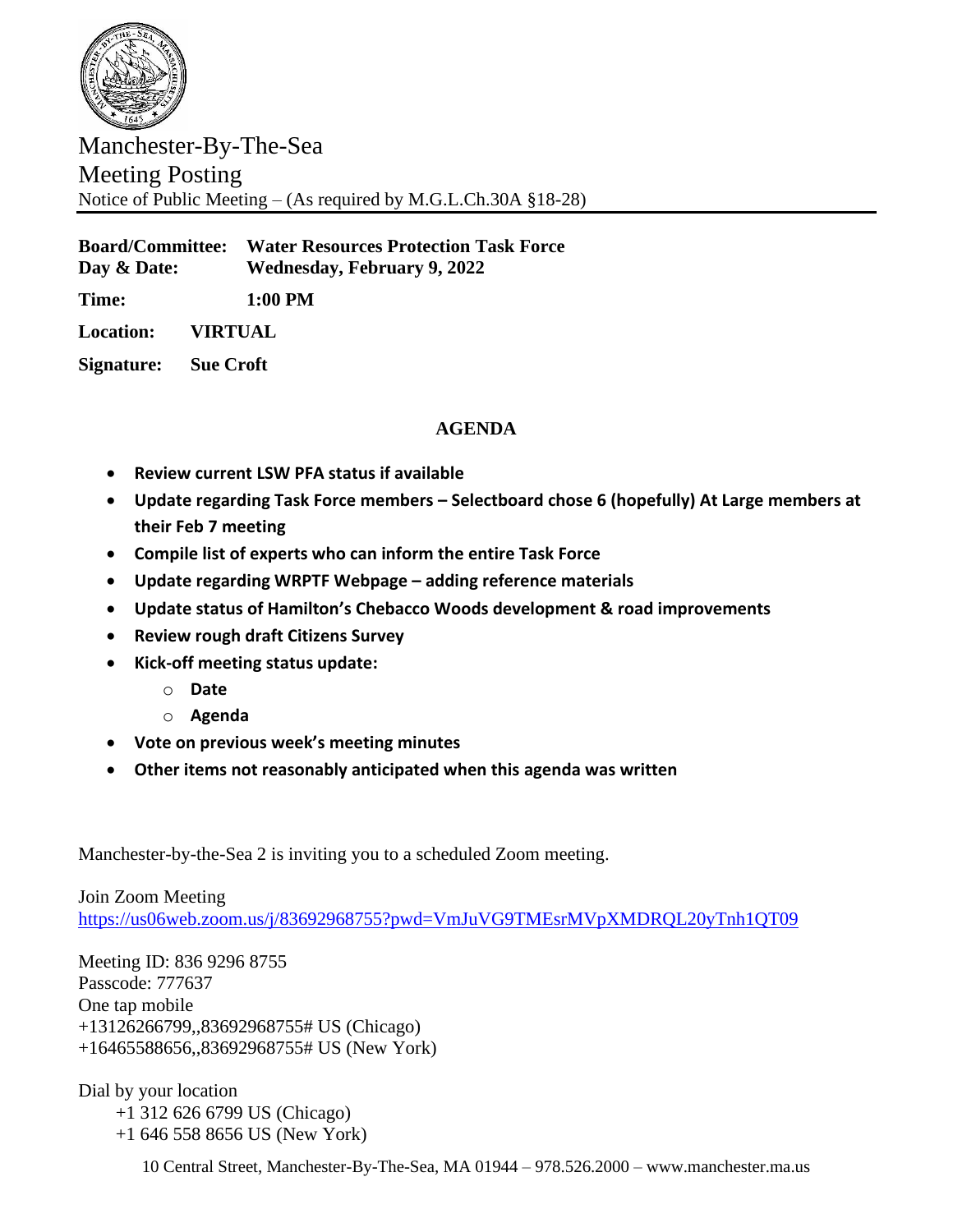Manchester-By-The-Sea
Meeting Posting
Notice of Public Meeting – (As required by M.G.L.Ch.30A §18-28)

---

**Board/Committee:** **Water Resources Protection Task Force**
**Day & Date:** **Wednesday, February 9, 2022**

**Time:** **1:00 PM**

**Location:** **VIRTUAL**

**Signature:** **Sue Croft**

## AGENDA

- **Review current LSW PFA status if available**
- **Update regarding Task Force members – Selectboard chose 6 (hopefully) At Large members at their Feb 7 meeting**
- **Compile list of experts who can inform the entire Task Force**
- **Update regarding WRPTF Webpage – adding reference materials**
- **Update status of Hamilton's Chebacco Woods development & road improvements**
- **Review rough draft Citizens Survey**
- **Kick-off meeting status update:**
  - **Date**
  - **Agenda**
- **Vote on previous week's meeting minutes**
- **Other items not reasonably anticipated when this agenda was written**

Manchester-by-the-Sea 2 is inviting you to a scheduled Zoom meeting.

Join Zoom Meeting
https://us06web.zoom.us/j/83692968755?pwd=VmJuVG9TMEsrMVpXMDRQL20yTnh1QT09

Meeting ID: 836 9296 8755
Passcode: 777637
One tap mobile
+13126266799,,83692968755# US (Chicago)
+16465588656,,83692968755# US (New York)

Dial by your location
+1 312 626 6799 US (Chicago)
+1 646 558 8656 US (New York)

10 Central Street, Manchester-By-The-Sea, MA 01944 – 978.526.2000 – www.manchester.ma.us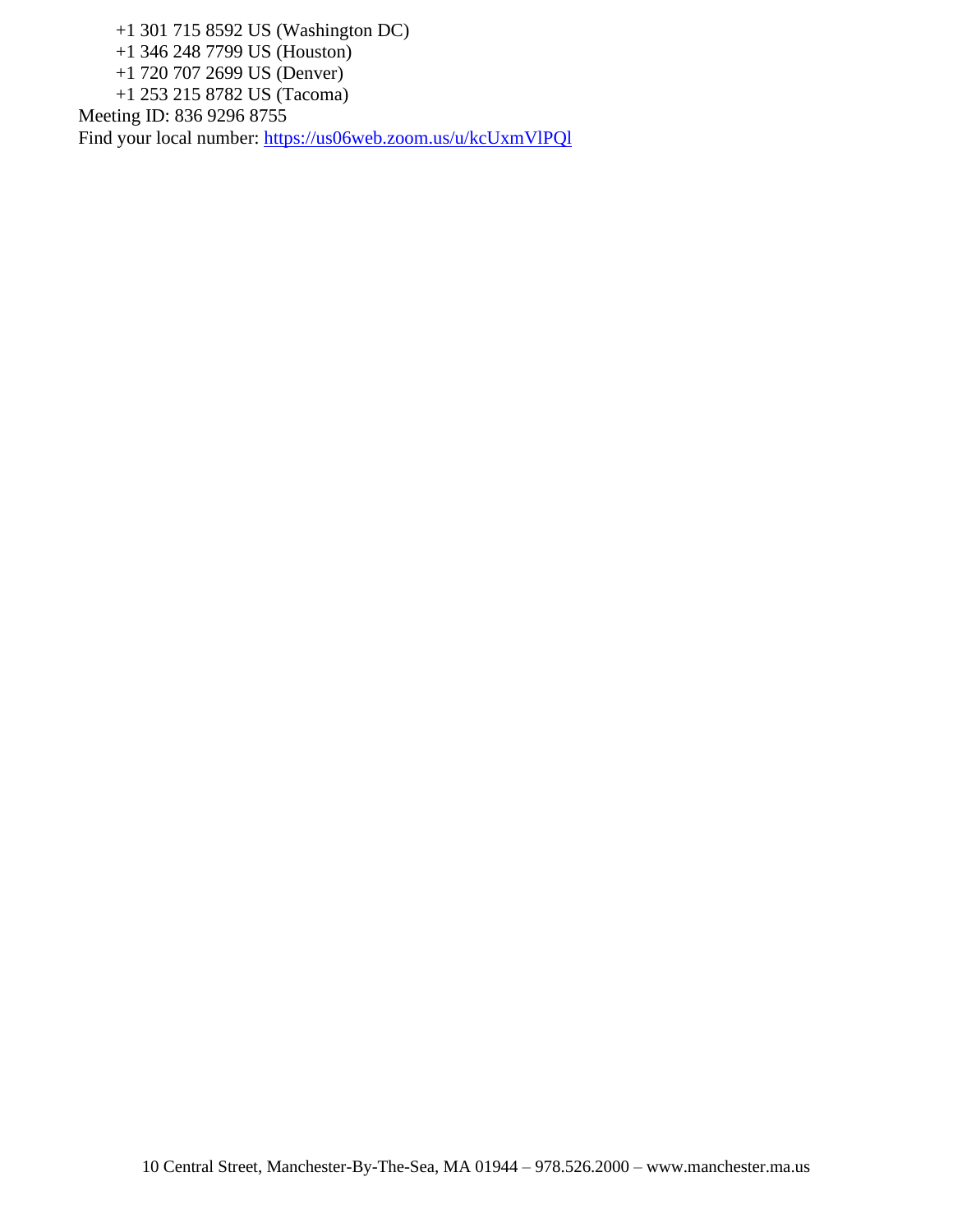+1 301 715 8592 US (Washington DC)
+1 346 248 7799 US (Houston)
+1 720 707 2699 US (Denver)
+1 253 215 8782 US (Tacoma)

Meeting ID: 836 9296 8755

Find your local number: [https://us06web.zoom.us/u/kcUxmVlPQl](https://us06web.zoom.us/u/kcUxmVlPQl)